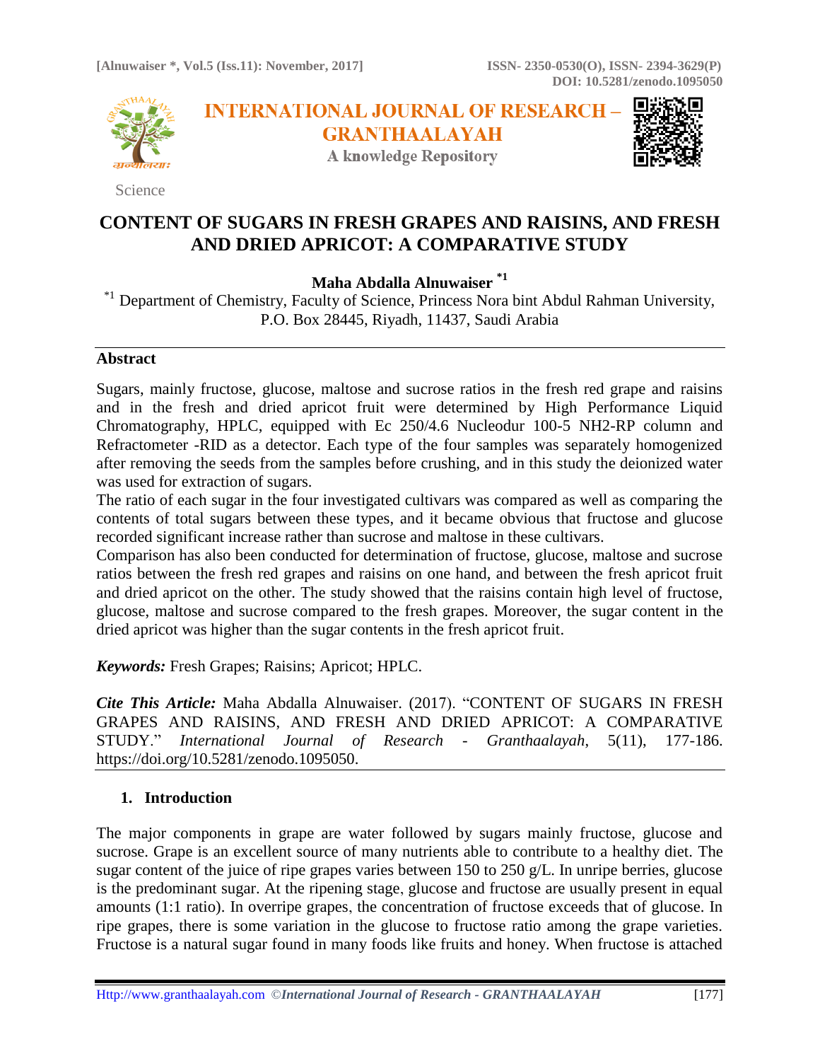Science

# CONTENT OF SUGARS IN FRESH GRAPES AND RAISINS, AND FRESH AND DRIED APRICOT: A COMPARATIVE STUDY

**Maha Abdalla Alnuwaiser** [*1]

[*1] Department of Chemistry, Faculty of Science, Princess Nora bint Abdul Rahman University, P.O. Box 28445, Riyadh, 11437, Saudi Arabia

## Abstract

Sugars, mainly fructose, glucose, maltose and sucrose ratios in the fresh red grape and raisins and in the fresh and dried apricot fruit were determined by High Performance Liquid Chromatography, HPLC, equipped with Ec 250/4.6 Nucleodur 100-5 NH2-RP column and Refractometer -RID as a detector. Each type of the four samples was separately homogenized after removing the seeds from the samples before crushing, and in this study the deionized water was used for extraction of sugars.

The ratio of each sugar in the four investigated cultivars was compared as well as comparing the contents of total sugars between these types, and it became obvious that fructose and glucose recorded significant increase rather than sucrose and maltose in these cultivars.

Comparison has also been conducted for determination of fructose, glucose, maltose and sucrose ratios between the fresh red grapes and raisins on one hand, and between the fresh apricot fruit and dried apricot on the other. The study showed that the raisins contain high level of fructose, glucose, maltose and sucrose compared to the fresh grapes. Moreover, the sugar content in the dried apricot was higher than the sugar contents in the fresh apricot fruit.

***Keywords:*** Fresh Grapes; Raisins; Apricot; HPLC.

***Cite This Article:*** Maha Abdalla Alnuwaiser. (2017). "CONTENT OF SUGARS IN FRESH GRAPES AND RAISINS, AND FRESH AND DRIED APRICOT: A COMPARATIVE STUDY." *International Journal of Research - Granthaalayah*, 5(11), 177-186. https://doi.org/10.5281/zenodo.1095050.

## 1. Introduction

The major components in grape are water followed by sugars mainly fructose, glucose and sucrose. Grape is an excellent source of many nutrients able to contribute to a healthy diet. The sugar content of the juice of ripe grapes varies between 150 to 250 g/L. In unripe berries, glucose is the predominant sugar. At the ripening stage, glucose and fructose are usually present in equal amounts (1:1 ratio). In overripe grapes, the concentration of fructose exceeds that of glucose. In ripe grapes, there is some variation in the glucose to fructose ratio among the grape varieties. Fructose is a natural sugar found in many foods like fruits and honey. When fructose is attached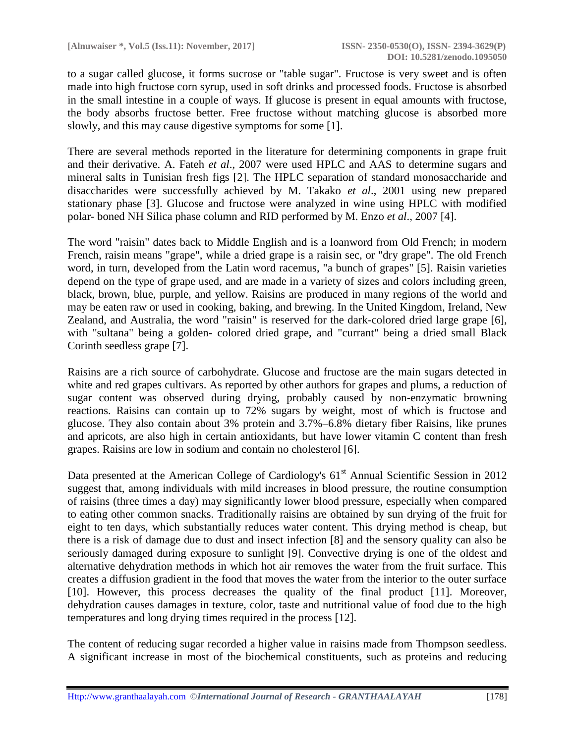to a sugar called glucose, it forms sucrose or "table sugar". Fructose is very sweet and is often made into high fructose corn syrup, used in soft drinks and processed foods. Fructose is absorbed in the small intestine in a couple of ways. If glucose is present in equal amounts with fructose, the body absorbs fructose better. Free fructose without matching glucose is absorbed more slowly, and this may cause digestive symptoms for some [1].

There are several methods reported in the literature for determining components in grape fruit and their derivative. A. Fateh *et al*., 2007 were used HPLC and AAS to determine sugars and mineral salts in Tunisian fresh figs [2]. The HPLC separation of standard monosaccharide and disaccharides were successfully achieved by M. Takako *et al*., 2001 using new prepared stationary phase [3]. Glucose and fructose were analyzed in wine using HPLC with modified polar- boned NH Silica phase column and RID performed by M. Enzo *et al*., 2007 [4].

The word "raisin" dates back to Middle English and is a loanword from Old French; in modern French, raisin means "grape", while a dried grape is a raisin sec, or "dry grape". The old French word, in turn, developed from the Latin word racemus, "a bunch of grapes" [5]. Raisin varieties depend on the type of grape used, and are made in a variety of sizes and colors including green, black, brown, blue, purple, and yellow. Raisins are produced in many regions of the world and may be eaten raw or used in cooking, baking, and brewing. In the United Kingdom, Ireland, New Zealand, and Australia, the word "raisin" is reserved for the dark-colored dried large grape [6], with "sultana" being a golden- colored dried grape, and "currant" being a dried small Black Corinth seedless grape [7].

Raisins are a rich source of carbohydrate. Glucose and fructose are the main sugars detected in white and red grapes cultivars. As reported by other authors for grapes and plums, a reduction of sugar content was observed during drying, probably caused by non-enzymatic browning reactions. Raisins can contain up to 72% sugars by weight, most of which is fructose and glucose. They also contain about 3% protein and 3.7%–6.8% dietary fiber Raisins, like prunes and apricots, are also high in certain antioxidants, but have lower vitamin C content than fresh grapes. Raisins are low in sodium and contain no cholesterol [6].

Data presented at the American College of Cardiology's 61st Annual Scientific Session in 2012 suggest that, among individuals with mild increases in blood pressure, the routine consumption of raisins (three times a day) may significantly lower blood pressure, especially when compared to eating other common snacks. Traditionally raisins are obtained by sun drying of the fruit for eight to ten days, which substantially reduces water content. This drying method is cheap, but there is a risk of damage due to dust and insect infection [8] and the sensory quality can also be seriously damaged during exposure to sunlight [9]. Convective drying is one of the oldest and alternative dehydration methods in which hot air removes the water from the fruit surface. This creates a diffusion gradient in the food that moves the water from the interior to the outer surface [10]. However, this process decreases the quality of the final product [11]. Moreover, dehydration causes damages in texture, color, taste and nutritional value of food due to the high temperatures and long drying times required in the process [12].

The content of reducing sugar recorded a higher value in raisins made from Thompson seedless. A significant increase in most of the biochemical constituents, such as proteins and reducing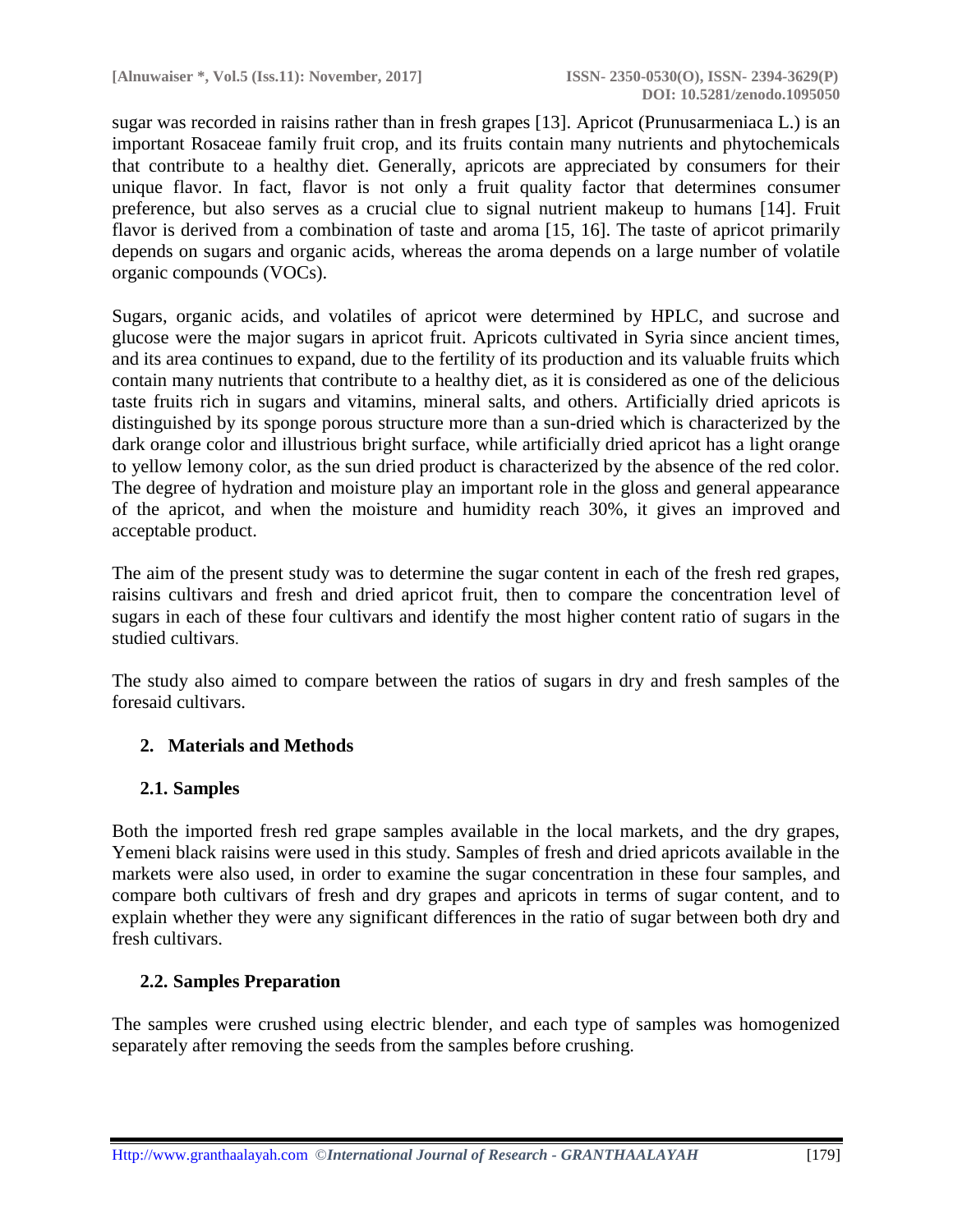sugar was recorded in raisins rather than in fresh grapes [13]. Apricot (Prunusarmeniaca L.) is an important Rosaceae family fruit crop, and its fruits contain many nutrients and phytochemicals that contribute to a healthy diet. Generally, apricots are appreciated by consumers for their unique flavor. In fact, flavor is not only a fruit quality factor that determines consumer preference, but also serves as a crucial clue to signal nutrient makeup to humans [14]. Fruit flavor is derived from a combination of taste and aroma [15, 16]. The taste of apricot primarily depends on sugars and organic acids, whereas the aroma depends on a large number of volatile organic compounds (VOCs).

Sugars, organic acids, and volatiles of apricot were determined by HPLC, and sucrose and glucose were the major sugars in apricot fruit. Apricots cultivated in Syria since ancient times, and its area continues to expand, due to the fertility of its production and its valuable fruits which contain many nutrients that contribute to a healthy diet, as it is considered as one of the delicious taste fruits rich in sugars and vitamins, mineral salts, and others. Artificially dried apricots is distinguished by its sponge porous structure more than a sun-dried which is characterized by the dark orange color and illustrious bright surface, while artificially dried apricot has a light orange to yellow lemony color, as the sun dried product is characterized by the absence of the red color. The degree of hydration and moisture play an important role in the gloss and general appearance of the apricot, and when the moisture and humidity reach 30%, it gives an improved and acceptable product.

The aim of the present study was to determine the sugar content in each of the fresh red grapes, raisins cultivars and fresh and dried apricot fruit, then to compare the concentration level of sugars in each of these four cultivars and identify the most higher content ratio of sugars in the studied cultivars.

The study also aimed to compare between the ratios of sugars in dry and fresh samples of the foresaid cultivars.

## 2. Materials and Methods

### 2.1. Samples

Both the imported fresh red grape samples available in the local markets, and the dry grapes, Yemeni black raisins were used in this study. Samples of fresh and dried apricots available in the markets were also used, in order to examine the sugar concentration in these four samples, and compare both cultivars of fresh and dry grapes and apricots in terms of sugar content, and to explain whether they were any significant differences in the ratio of sugar between both dry and fresh cultivars.

### 2.2. Samples Preparation

The samples were crushed using electric blender, and each type of samples was homogenized separately after removing the seeds from the samples before crushing.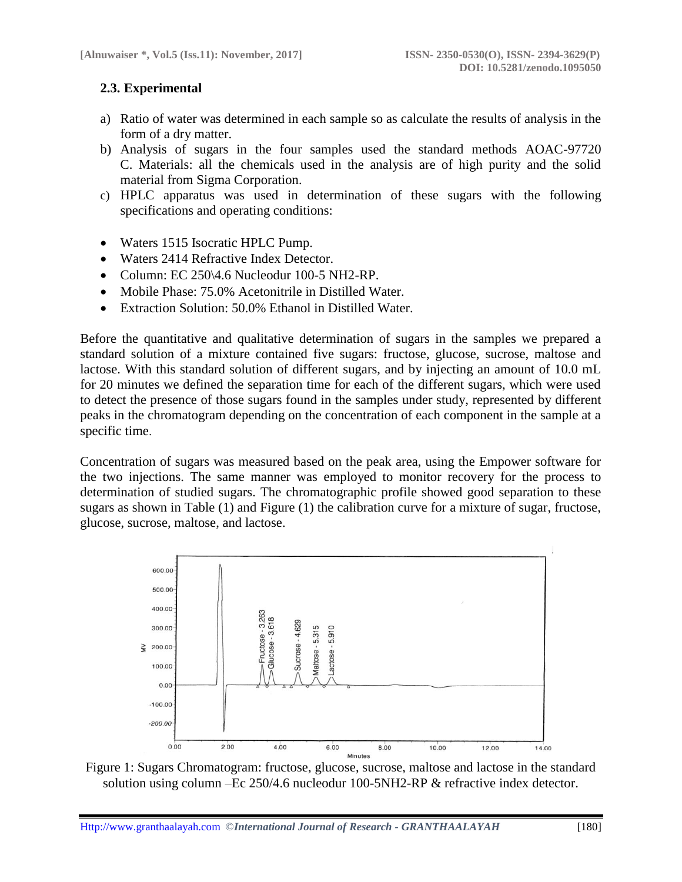### 2.3. Experimental

a) Ratio of water was determined in each sample so as calculate the results of analysis in the form of a dry matter.
b) Analysis of sugars in the four samples used the standard methods AOAC-97720 C. Materials: all the chemicals used in the analysis are of high purity and the solid material from Sigma Corporation.
c) HPLC apparatus was used in determination of these sugars with the following specifications and operating conditions:

- Waters 1515 Isocratic HPLC Pump.
- Waters 2414 Refractive Index Detector.
- Column: EC 250\4.6 Nucleodur 100-5 NH2-RP.
- Mobile Phase: 75.0% Acetonitrile in Distilled Water.
- Extraction Solution: 50.0% Ethanol in Distilled Water.

Before the quantitative and qualitative determination of sugars in the samples we prepared a standard solution of a mixture contained five sugars: fructose, glucose, sucrose, maltose and lactose. With this standard solution of different sugars, and by injecting an amount of 10.0 mL for 20 minutes we defined the separation time for each of the different sugars, which were used to detect the presence of those sugars found in the samples under study, represented by different peaks in the chromatogram depending on the concentration of each component in the sample at a specific time.

Concentration of sugars was measured based on the peak area, using the Empower software for the two injections. The same manner was employed to monitor recovery for the process to determination of studied sugars. The chromatographic profile showed good separation to these sugars as shown in Table (1) and Figure (1) the calibration curve for a mixture of sugar, fructose, glucose, sucrose, maltose, and lactose.

Figure 1: Sugars Chromatogram: fructose, glucose, sucrose, maltose and lactose in the standard solution using column –Ec 250/4.6 nucleodur 100-5NH2-RP & refractive index detector.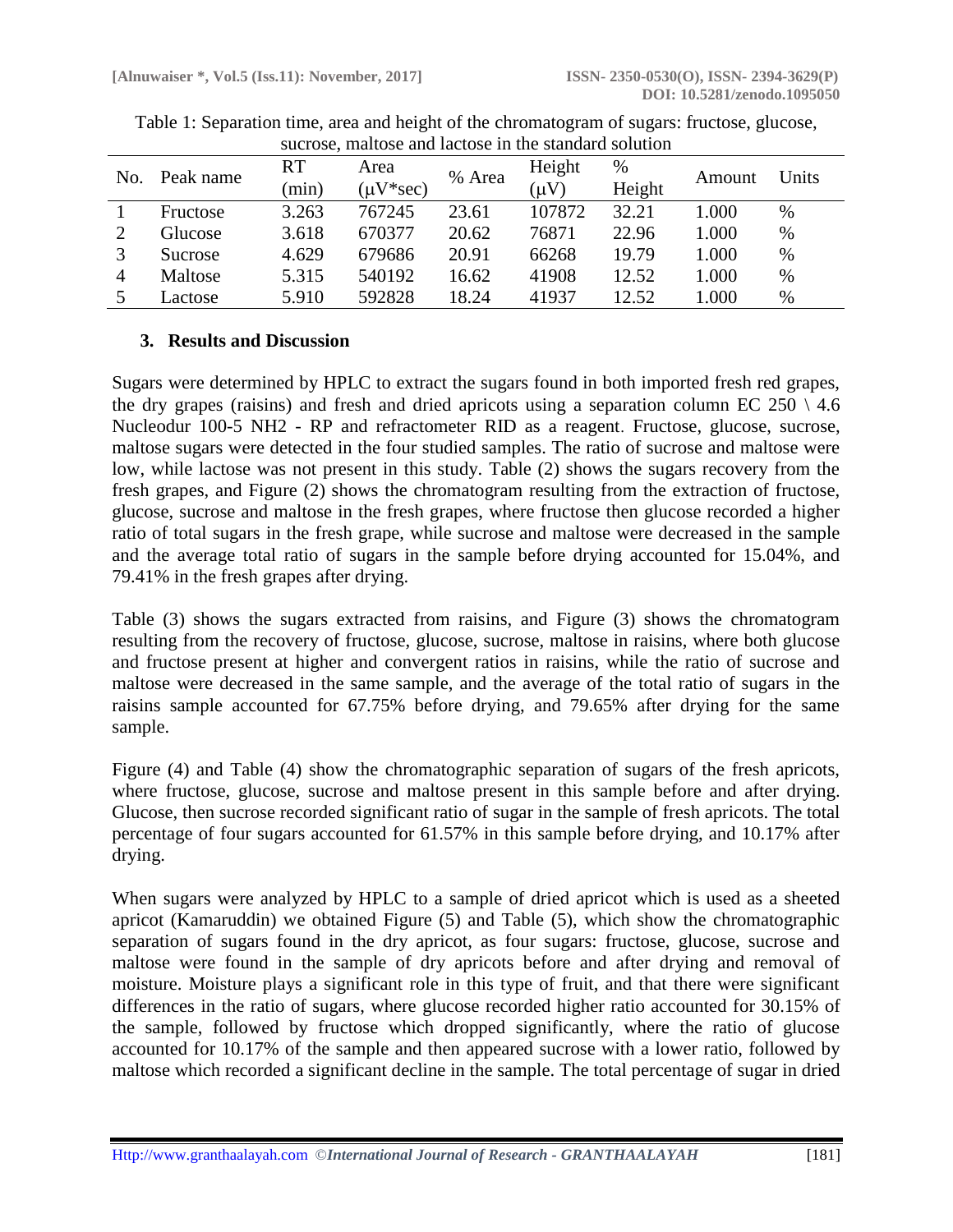Table 1: Separation time, area and height of the chromatogram of sugars: fructose, glucose, sucrose, maltose and lactose in the standard solution

| No. | Peak name | RT (min) | Area (μV*sec) | % Area | Height (μV) | % Height | Amount | Units |
|---|---|---|---|---|---|---|---|---|
| 1 | Fructose | 3.263 | 767245 | 23.61 | 107872 | 32.21 | 1.000 | % |
| 2 | Glucose | 3.618 | 670377 | 20.62 | 76871 | 22.96 | 1.000 | % |
| 3 | Sucrose | 4.629 | 679686 | 20.91 | 66268 | 19.79 | 1.000 | % |
| 4 | Maltose | 5.315 | 540192 | 16.62 | 41908 | 12.52 | 1.000 | % |
| 5 | Lactose | 5.910 | 592828 | 18.24 | 41937 | 12.52 | 1.000 | % |

## 3. Results and Discussion

Sugars were determined by HPLC to extract the sugars found in both imported fresh red grapes, the dry grapes (raisins) and fresh and dried apricots using a separation column EC 250 \ 4.6 Nucleodur 100-5 NH2 - RP and refractometer RID as a reagent. Fructose, glucose, sucrose, maltose sugars were detected in the four studied samples. The ratio of sucrose and maltose were low, while lactose was not present in this study. Table (2) shows the sugars recovery from the fresh grapes, and Figure (2) shows the chromatogram resulting from the extraction of fructose, glucose, sucrose and maltose in the fresh grapes, where fructose then glucose recorded a higher ratio of total sugars in the fresh grape, while sucrose and maltose were decreased in the sample and the average total ratio of sugars in the sample before drying accounted for 15.04%, and 79.41% in the fresh grapes after drying.

Table (3) shows the sugars extracted from raisins, and Figure (3) shows the chromatogram resulting from the recovery of fructose, glucose, sucrose, maltose in raisins, where both glucose and fructose present at higher and convergent ratios in raisins, while the ratio of sucrose and maltose were decreased in the same sample, and the average of the total ratio of sugars in the raisins sample accounted for 67.75% before drying, and 79.65% after drying for the same sample.

Figure (4) and Table (4) show the chromatographic separation of sugars of the fresh apricots, where fructose, glucose, sucrose and maltose present in this sample before and after drying. Glucose, then sucrose recorded significant ratio of sugar in the sample of fresh apricots. The total percentage of four sugars accounted for 61.57% in this sample before drying, and 10.17% after drying.

When sugars were analyzed by HPLC to a sample of dried apricot which is used as a sheeted apricot (Kamaruddin) we obtained Figure (5) and Table (5), which show the chromatographic separation of sugars found in the dry apricot, as four sugars: fructose, glucose, sucrose and maltose were found in the sample of dry apricots before and after drying and removal of moisture. Moisture plays a significant role in this type of fruit, and that there were significant differences in the ratio of sugars, where glucose recorded higher ratio accounted for 30.15% of the sample, followed by fructose which dropped significantly, where the ratio of glucose accounted for 10.17% of the sample and then appeared sucrose with a lower ratio, followed by maltose which recorded a significant decline in the sample. The total percentage of sugar in dried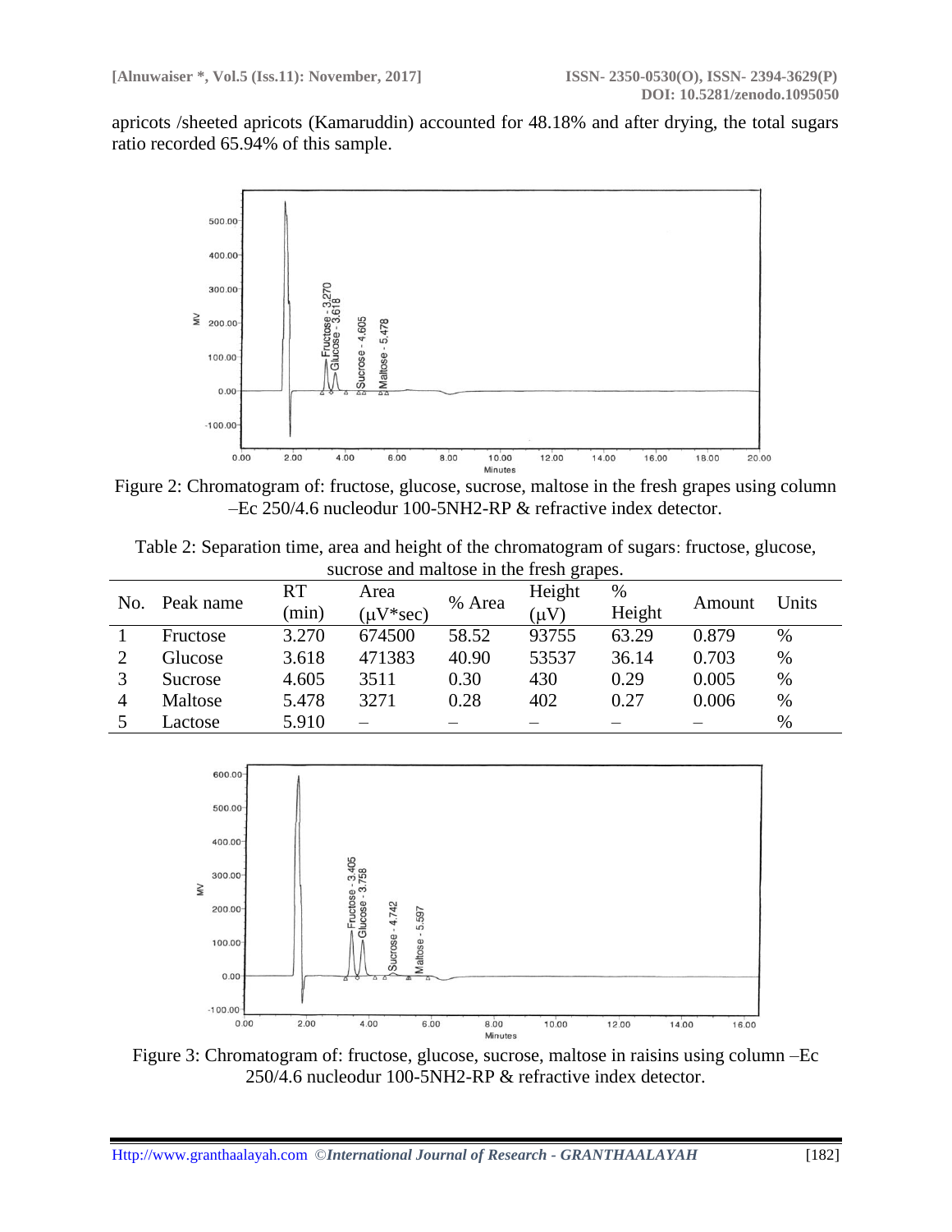apricots /sheeted apricots (Kamaruddin) accounted for 48.18% and after drying, the total sugars ratio recorded 65.94% of this sample.

Figure 2: Chromatogram of: fructose, glucose, sucrose, maltose in the fresh grapes using column –Ec 250/4.6 nucleodur 100-5NH2-RP & refractive index detector.

Table 2: Separation time, area and height of the chromatogram of sugars: fructose, glucose, sucrose and maltose in the fresh grapes.

| No. | Peak name | RT (min) | Area (μV*sec) | % Area | Height (μV) | % Height | Amount | Units |
|---|---|---|---|---|---|---|---|---|
| 1 | Fructose | 3.270 | 674500 | 58.52 | 93755 | 63.29 | 0.879 | % |
| 2 | Glucose | 3.618 | 471383 | 40.90 | 53537 | 36.14 | 0.703 | % |
| 3 | Sucrose | 4.605 | 3511 | 0.30 | 430 | 0.29 | 0.005 | % |
| 4 | Maltose | 5.478 | 3271 | 0.28 | 402 | 0.27 | 0.006 | % |
| 5 | Lactose | 5.910 | – | – | – | – | – | % |

Figure 3: Chromatogram of: fructose, glucose, sucrose, maltose in raisins using column –Ec 250/4.6 nucleodur 100-5NH2-RP & refractive index detector.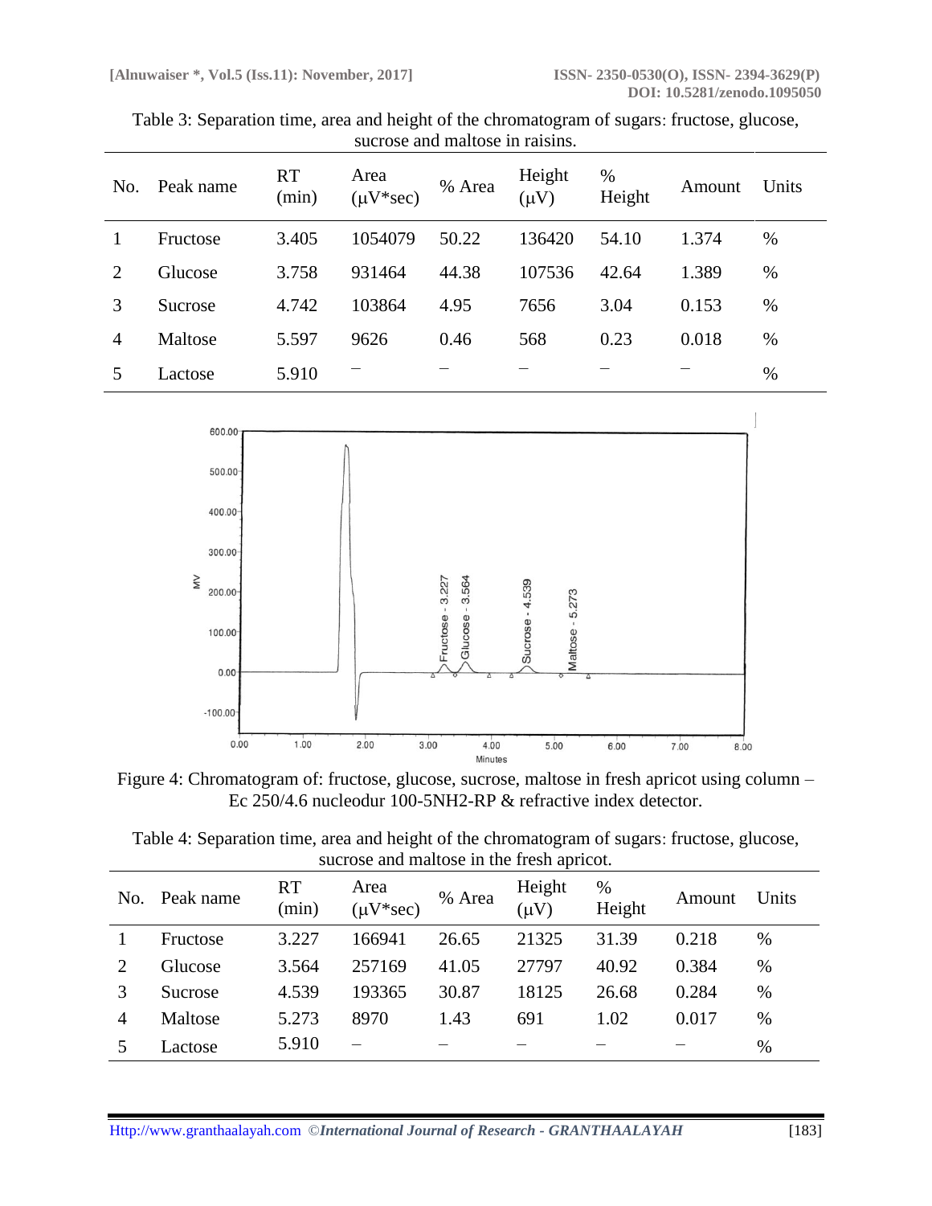Table 3: Separation time, area and height of the chromatogram of sugars: fructose, glucose, sucrose and maltose in raisins.

| No. | Peak name | RT (min) | Area (μV*sec) | % Area | Height (μV) | % Height | Amount | Units |
|---|---|---|---|---|---|---|---|---|
| 1 | Fructose | 3.405 | 1054079 | 50.22 | 136420 | 54.10 | 1.374 | % |
| 2 | Glucose | 3.758 | 931464 | 44.38 | 107536 | 42.64 | 1.389 | % |
| 3 | Sucrose | 4.742 | 103864 | 4.95 | 7656 | 3.04 | 0.153 | % |
| 4 | Maltose | 5.597 | 9626 | 0.46 | 568 | 0.23 | 0.018 | % |
| 5 | Lactose | 5.910 | – | – | – | – | – | % |

Figure 4: Chromatogram of: fructose, glucose, sucrose, maltose in fresh apricot using column – Ec 250/4.6 nucleodur 100-5NH2-RP & refractive index detector.

Table 4: Separation time, area and height of the chromatogram of sugars: fructose, glucose, sucrose and maltose in the fresh apricot.

| No. | Peak name | RT (min) | Area (μV*sec) | % Area | Height (μV) | % Height | Amount | Units |
|---|---|---|---|---|---|---|---|---|
| 1 | Fructose | 3.227 | 166941 | 26.65 | 21325 | 31.39 | 0.218 | % |
| 2 | Glucose | 3.564 | 257169 | 41.05 | 27797 | 40.92 | 0.384 | % |
| 3 | Sucrose | 4.539 | 193365 | 30.87 | 18125 | 26.68 | 0.284 | % |
| 4 | Maltose | 5.273 | 8970 | 1.43 | 691 | 1.02 | 0.017 | % |
| 5 | Lactose | 5.910 | – | – | – | – | – | % |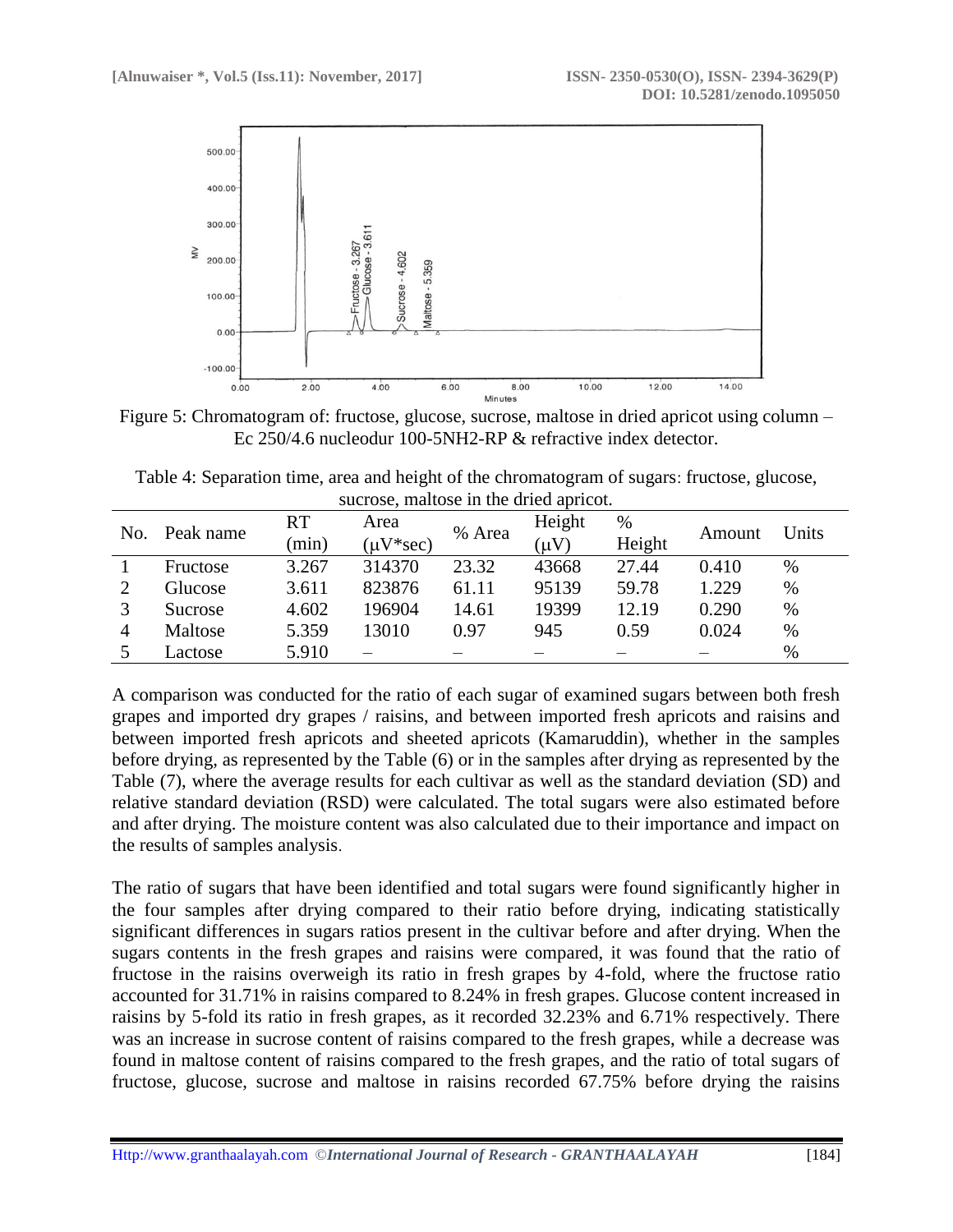Figure 5: Chromatogram of: fructose, glucose, sucrose, maltose in dried apricot using column – Ec 250/4.6 nucleodur 100-5NH2-RP & refractive index detector.

Table 4: Separation time, area and height of the chromatogram of sugars: fructose, glucose, sucrose, maltose in the dried apricot.

| No. | Peak name | RT (min) | Area (μV*sec) | % Area | Height (μV) | % Height | Amount | Units |
|---|---|---|---|---|---|---|---|---|
| 1 | Fructose | 3.267 | 314370 | 23.32 | 43668 | 27.44 | 0.410 | % |
| 2 | Glucose | 3.611 | 823876 | 61.11 | 95139 | 59.78 | 1.229 | % |
| 3 | Sucrose | 4.602 | 196904 | 14.61 | 19399 | 12.19 | 0.290 | % |
| 4 | Maltose | 5.359 | 13010 | 0.97 | 945 | 0.59 | 0.024 | % |
| 5 | Lactose | 5.910 | – | – | – | – | – | % |

A comparison was conducted for the ratio of each sugar of examined sugars between both fresh grapes and imported dry grapes / raisins, and between imported fresh apricots and raisins and between imported fresh apricots and sheeted apricots (Kamaruddin), whether in the samples before drying, as represented by the Table (6) or in the samples after drying as represented by the Table (7), where the average results for each cultivar as well as the standard deviation (SD) and relative standard deviation (RSD) were calculated. The total sugars were also estimated before and after drying. The moisture content was also calculated due to their importance and impact on the results of samples analysis.

The ratio of sugars that have been identified and total sugars were found significantly higher in the four samples after drying compared to their ratio before drying, indicating statistically significant differences in sugars ratios present in the cultivar before and after drying. When the sugars contents in the fresh grapes and raisins were compared, it was found that the ratio of fructose in the raisins overweigh its ratio in fresh grapes by 4-fold, where the fructose ratio accounted for 31.71% in raisins compared to 8.24% in fresh grapes. Glucose content increased in raisins by 5-fold its ratio in fresh grapes, as it recorded 32.23% and 6.71% respectively. There was an increase in sucrose content of raisins compared to the fresh grapes, while a decrease was found in maltose content of raisins compared to the fresh grapes, and the ratio of total sugars of fructose, glucose, sucrose and maltose in raisins recorded 67.75% before drying the raisins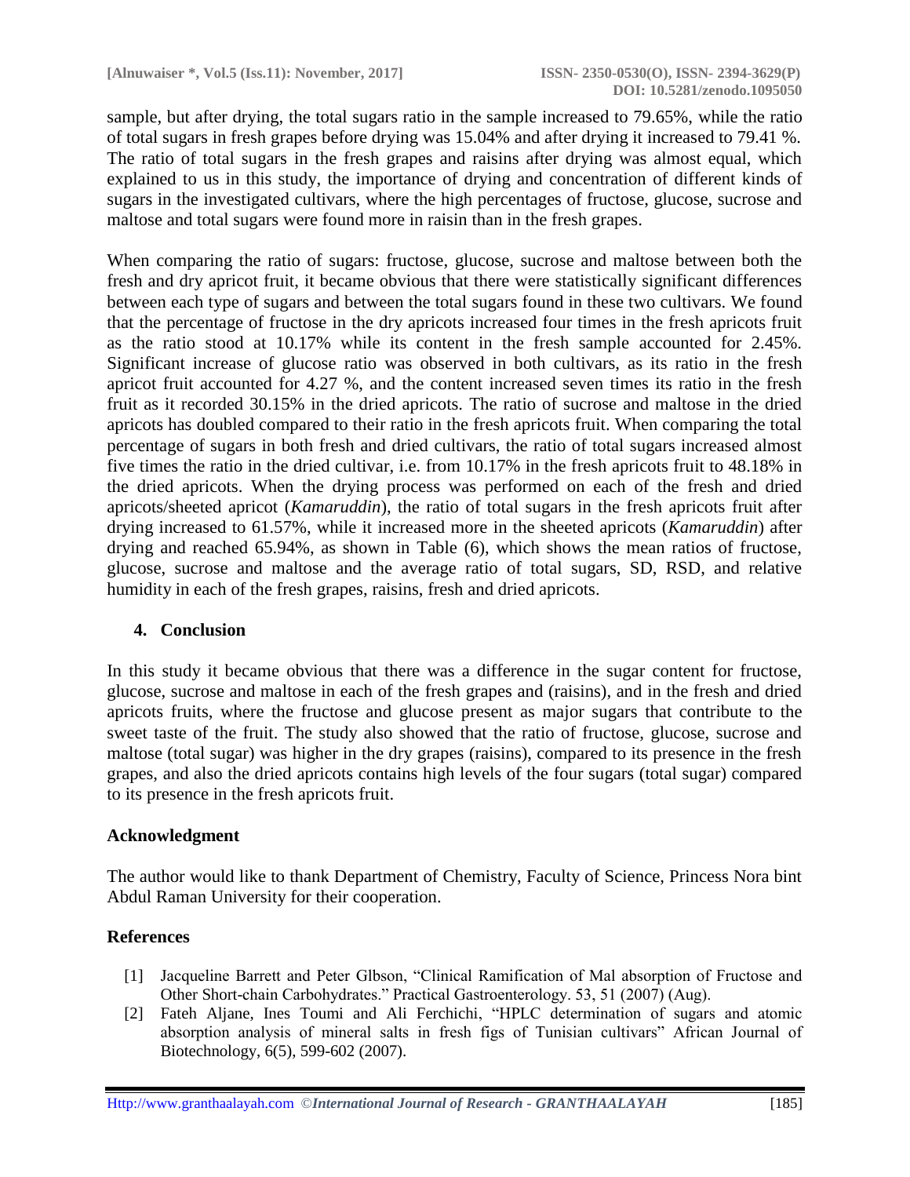sample, but after drying, the total sugars ratio in the sample increased to 79.65%, while the ratio of total sugars in fresh grapes before drying was 15.04% and after drying it increased to 79.41 %. The ratio of total sugars in the fresh grapes and raisins after drying was almost equal, which explained to us in this study, the importance of drying and concentration of different kinds of sugars in the investigated cultivars, where the high percentages of fructose, glucose, sucrose and maltose and total sugars were found more in raisin than in the fresh grapes.

When comparing the ratio of sugars: fructose, glucose, sucrose and maltose between both the fresh and dry apricot fruit, it became obvious that there were statistically significant differences between each type of sugars and between the total sugars found in these two cultivars. We found that the percentage of fructose in the dry apricots increased four times in the fresh apricots fruit as the ratio stood at 10.17% while its content in the fresh sample accounted for 2.45%. Significant increase of glucose ratio was observed in both cultivars, as its ratio in the fresh apricot fruit accounted for 4.27 %, and the content increased seven times its ratio in the fresh fruit as it recorded 30.15% in the dried apricots. The ratio of sucrose and maltose in the dried apricots has doubled compared to their ratio in the fresh apricots fruit. When comparing the total percentage of sugars in both fresh and dried cultivars, the ratio of total sugars increased almost five times the ratio in the dried cultivar, i.e. from 10.17% in the fresh apricots fruit to 48.18% in the dried apricots. When the drying process was performed on each of the fresh and dried apricots/sheeted apricot (*Kamaruddin*), the ratio of total sugars in the fresh apricots fruit after drying increased to 61.57%, while it increased more in the sheeted apricots (*Kamaruddin*) after drying and reached 65.94%, as shown in Table (6), which shows the mean ratios of fructose, glucose, sucrose and maltose and the average ratio of total sugars, SD, RSD, and relative humidity in each of the fresh grapes, raisins, fresh and dried apricots.

## 4. Conclusion

In this study it became obvious that there was a difference in the sugar content for fructose, glucose, sucrose and maltose in each of the fresh grapes and (raisins), and in the fresh and dried apricots fruits, where the fructose and glucose present as major sugars that contribute to the sweet taste of the fruit. The study also showed that the ratio of fructose, glucose, sucrose and maltose (total sugar) was higher in the dry grapes (raisins), compared to its presence in the fresh grapes, and also the dried apricots contains high levels of the four sugars (total sugar) compared to its presence in the fresh apricots fruit.

## Acknowledgment

The author would like to thank Department of Chemistry, Faculty of Science, Princess Nora bint Abdul Raman University for their cooperation.

## References

[1] Jacqueline Barrett and Peter Glbson, "Clinical Ramification of Mal absorption of Fructose and Other Short-chain Carbohydrates." Practical Gastroenterology. 53, 51 (2007) (Aug).

[2] Fateh Aljane, Ines Toumi and Ali Ferchichi, "HPLC determination of sugars and atomic absorption analysis of mineral salts in fresh figs of Tunisian cultivars" African Journal of Biotechnology, 6(5), 599-602 (2007).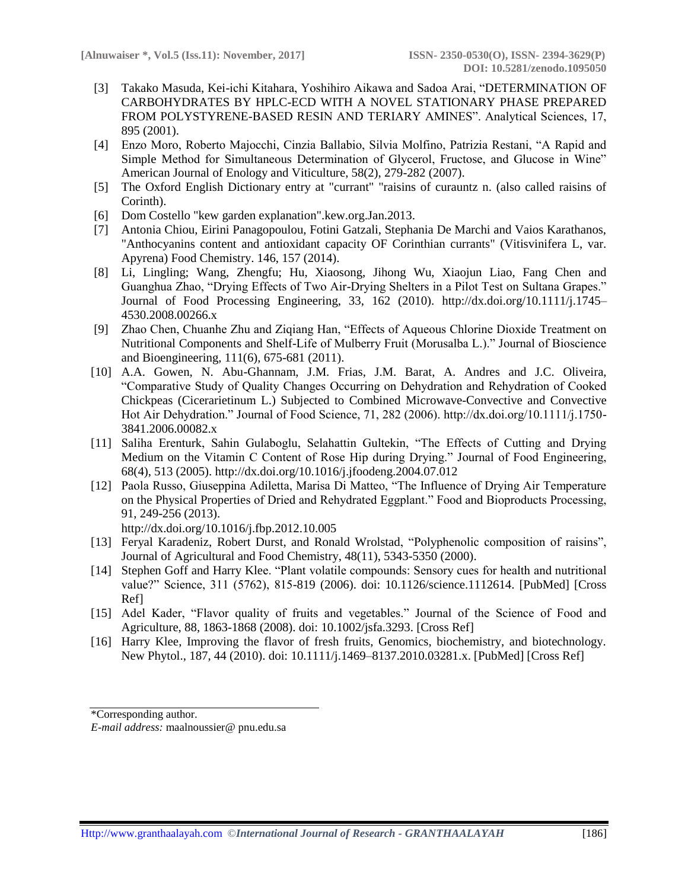[3] Takako Masuda, Kei-ichi Kitahara, Yoshihiro Aikawa and Sadoa Arai, "DETERMINATION OF CARBOHYDRATES BY HPLC-ECD WITH A NOVEL STATIONARY PHASE PREPARED FROM POLYSTYRENE-BASED RESIN AND TERIARY AMINES". Analytical Sciences, 17, 895 (2001).

[4] Enzo Moro, Roberto Majocchi, Cinzia Ballabio, Silvia Molfino, Patrizia Restani, "A Rapid and Simple Method for Simultaneous Determination of Glycerol, Fructose, and Glucose in Wine" American Journal of Enology and Viticulture, 58(2), 279-282 (2007).

[5] The Oxford English Dictionary entry at "currant" "raisins of curauntz n. (also called raisins of Corinth).

[6] Dom Costello "kew garden explanation".kew.org.Jan.2013.

[7] Antonia Chiou, Eirini Panagopoulou, Fotini Gatzali, Stephania De Marchi and Vaios Karathanos, "Anthocyanins content and antioxidant capacity OF Corinthian currants" (Vitisvinifera L, var. Apyrena) Food Chemistry. 146, 157 (2014).

[8] Li, Lingling; Wang, Zhengfu; Hu, Xiaosong, Jihong Wu, Xiaojun Liao, Fang Chen and Guanghua Zhao, "Drying Effects of Two Air-Drying Shelters in a Pilot Test on Sultana Grapes." Journal of Food Processing Engineering, 33, 162 (2010). http://dx.doi.org/10.1111/j.1745–4530.2008.00266.x

[9] Zhao Chen, Chuanhe Zhu and Ziqiang Han, "Effects of Aqueous Chlorine Dioxide Treatment on Nutritional Components and Shelf-Life of Mulberry Fruit (Morusalba L.)." Journal of Bioscience and Bioengineering, 111(6), 675-681 (2011).

[10] A.A. Gowen, N. Abu-Ghannam, J.M. Frias, J.M. Barat, A. Andres and J.C. Oliveira, "Comparative Study of Quality Changes Occurring on Dehydration and Rehydration of Cooked Chickpeas (Cicerarietinum L.) Subjected to Combined Microwave-Convective and Convective Hot Air Dehydration." Journal of Food Science, 71, 282 (2006). http://dx.doi.org/10.1111/j.1750-3841.2006.00082.x

[11] Saliha Erenturk, Sahin Gulaboglu, Selahattin Gultekin, "The Effects of Cutting and Drying Medium on the Vitamin C Content of Rose Hip during Drying." Journal of Food Engineering, 68(4), 513 (2005). http://dx.doi.org/10.1016/j.jfoodeng.2004.07.012

[12] Paola Russo, Giuseppina Adiletta, Marisa Di Matteo, "The Influence of Drying Air Temperature on the Physical Properties of Dried and Rehydrated Eggplant." Food and Bioproducts Processing, 91, 249-256 (2013). http://dx.doi.org/10.1016/j.fbp.2012.10.005

[13] Feryal Karadeniz, Robert Durst, and Ronald Wrolstad, "Polyphenolic composition of raisins", Journal of Agricultural and Food Chemistry, 48(11), 5343-5350 (2000).

[14] Stephen Goff and Harry Klee. "Plant volatile compounds: Sensory cues for health and nutritional value?" Science, 311 (5762), 815-819 (2006). doi: 10.1126/science.1112614. [PubMed] [Cross Ref]

[15] Adel Kader, "Flavor quality of fruits and vegetables." Journal of the Science of Food and Agriculture, 88, 1863-1868 (2008). doi: 10.1002/jsfa.3293. [Cross Ref]

[16] Harry Klee, Improving the flavor of fresh fruits, Genomics, biochemistry, and biotechnology. New Phytol., 187, 44 (2010). doi: 10.1111/j.1469–8137.2010.03281.x. [PubMed] [Cross Ref]

---

*Corresponding author.

*E-mail address:* maalnoussier@ pnu.edu.sa